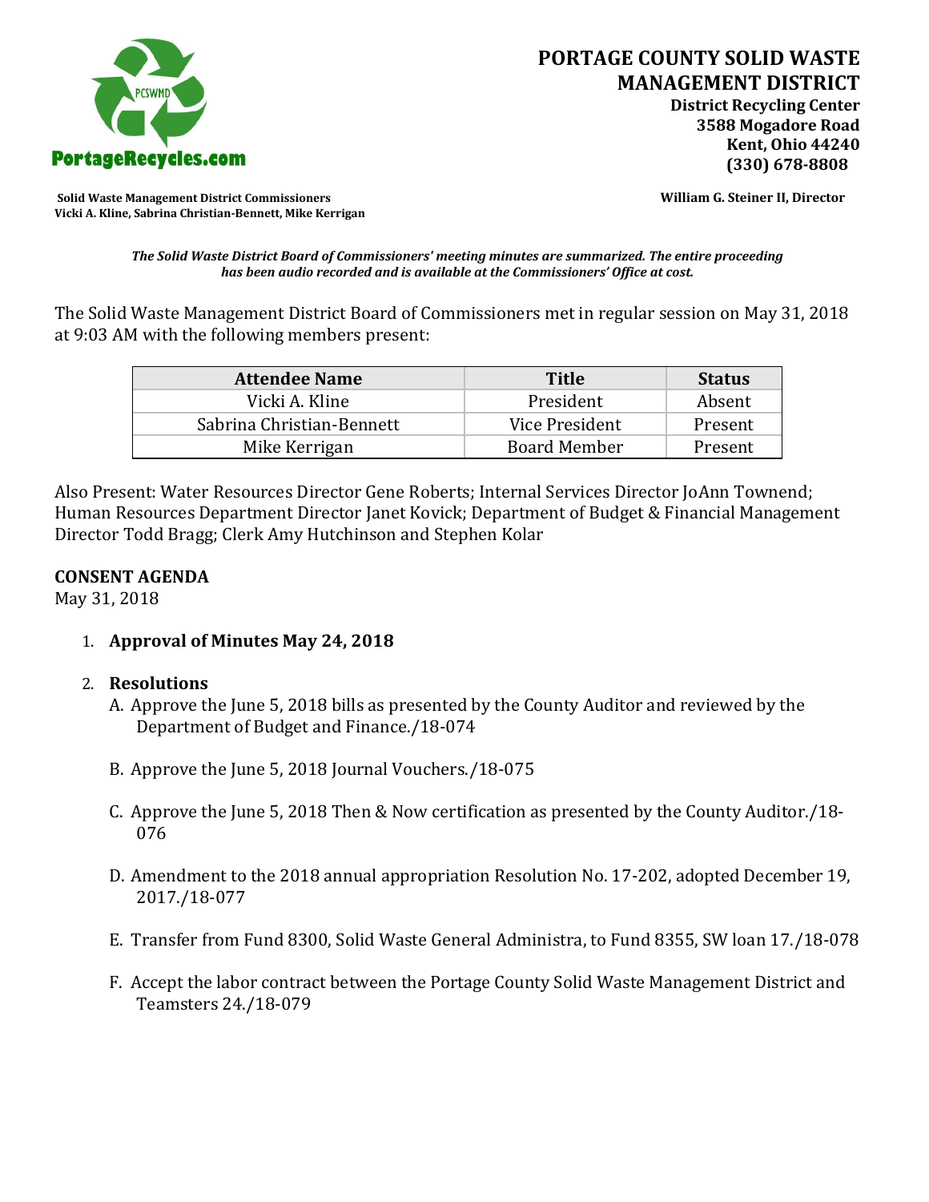# PORTAGE COUNTY SOLID WASTE MANAGEMENT DISTRICT

**District Recycling Center**
**3588 Mogadore Road**
**Kent, Ohio 44240**
**(330) 678-8808**

PortageRecycles.com

**Solid Waste Management District Commissioners**
**Vicki A. Kline, Sabrina Christian-Bennett, Mike Kerrigan**

**William G. Steiner II, Director**

***The Solid Waste District Board of Commissioners' meeting minutes are summarized. The entire proceeding has been audio recorded and is available at the Commissioners' Office at cost.***

The Solid Waste Management District Board of Commissioners met in regular session on May 31, 2018 at 9:03 AM with the following members present:

| Attendee Name | Title | Status |
|---|---|---|
| Vicki A. Kline | President | Absent |
| Sabrina Christian-Bennett | Vice President | Present |
| Mike Kerrigan | Board Member | Present |

Also Present: Water Resources Director Gene Roberts; Internal Services Director JoAnn Townend; Human Resources Department Director Janet Kovick; Department of Budget & Financial Management Director Todd Bragg; Clerk Amy Hutchinson and Stephen Kolar

**CONSENT AGENDA**
May 31, 2018

1. **Approval of Minutes May 24, 2018**

2. **Resolutions**
   A. Approve the June 5, 2018 bills as presented by the County Auditor and reviewed by the Department of Budget and Finance./18-074

   B. Approve the June 5, 2018 Journal Vouchers./18-075

   C. Approve the June 5, 2018 Then & Now certification as presented by the County Auditor./18-076

   D. Amendment to the 2018 annual appropriation Resolution No. 17-202, adopted December 19, 2017./18-077

   E. Transfer from Fund 8300, Solid Waste General Administra, to Fund 8355, SW loan 17./18-078

   F. Accept the labor contract between the Portage County Solid Waste Management District and Teamsters 24./18-079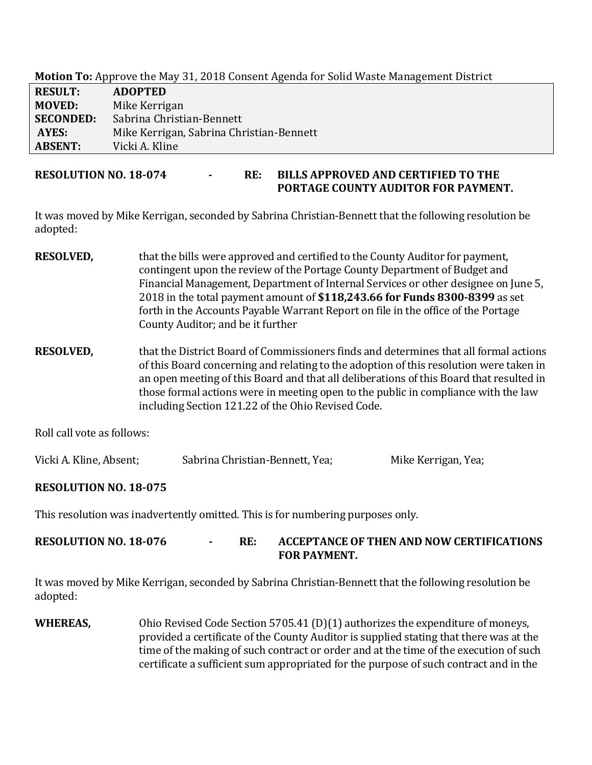**Motion To:** Approve the May 31, 2018 Consent Agenda for Solid Waste Management District

| | |
|---|---|
| **RESULT:** | **ADOPTED** |
| **MOVED:** | Mike Kerrigan |
| **SECONDED:** | Sabrina Christian-Bennett |
| **AYES:** | Mike Kerrigan, Sabrina Christian-Bennett |
| **ABSENT:** | Vicki A. Kline |

**RESOLUTION NO. 18-074 - RE: BILLS APPROVED AND CERTIFIED TO THE PORTAGE COUNTY AUDITOR FOR PAYMENT.**

It was moved by Mike Kerrigan, seconded by Sabrina Christian-Bennett that the following resolution be adopted:

**RESOLVED,** that the bills were approved and certified to the County Auditor for payment, contingent upon the review of the Portage County Department of Budget and Financial Management, Department of Internal Services or other designee on June 5, 2018 in the total payment amount of **$118,243.66 for Funds 8300-8399** as set forth in the Accounts Payable Warrant Report on file in the office of the Portage County Auditor; and be it further

**RESOLVED,** that the District Board of Commissioners finds and determines that all formal actions of this Board concerning and relating to the adoption of this resolution were taken in an open meeting of this Board and that all deliberations of this Board that resulted in those formal actions were in meeting open to the public in compliance with the law including Section 121.22 of the Ohio Revised Code.

Roll call vote as follows:

Vicki A. Kline, Absent; Sabrina Christian-Bennett, Yea; Mike Kerrigan, Yea;

**RESOLUTION NO. 18-075**

This resolution was inadvertently omitted. This is for numbering purposes only.

**RESOLUTION NO. 18-076 - RE: ACCEPTANCE OF THEN AND NOW CERTIFICATIONS FOR PAYMENT.**

It was moved by Mike Kerrigan, seconded by Sabrina Christian-Bennett that the following resolution be adopted:

**WHEREAS,** Ohio Revised Code Section 5705.41 (D)(1) authorizes the expenditure of moneys, provided a certificate of the County Auditor is supplied stating that there was at the time of the making of such contract or order and at the time of the execution of such certificate a sufficient sum appropriated for the purpose of such contract and in the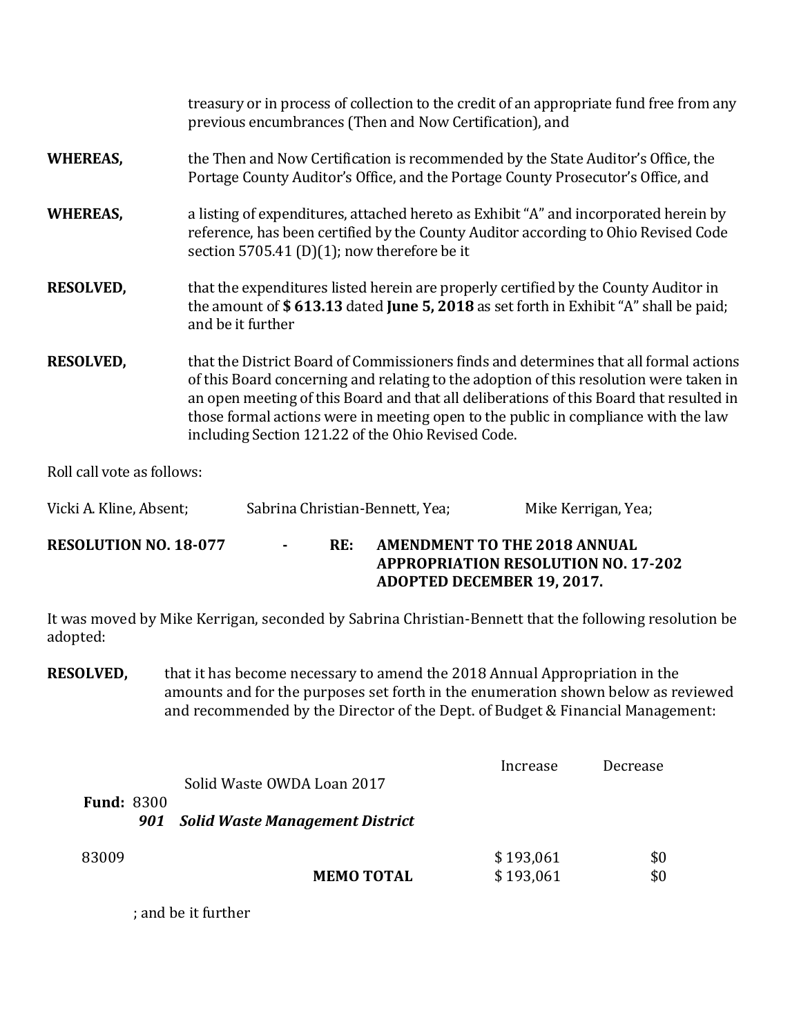treasury or in process of collection to the credit of an appropriate fund free from any previous encumbrances (Then and Now Certification), and

**WHEREAS,** the Then and Now Certification is recommended by the State Auditor's Office, the Portage County Auditor's Office, and the Portage County Prosecutor's Office, and

**WHEREAS,** a listing of expenditures, attached hereto as Exhibit "A" and incorporated herein by reference, has been certified by the County Auditor according to Ohio Revised Code section 5705.41 (D)(1); now therefore be it

**RESOLVED,** that the expenditures listed herein are properly certified by the County Auditor in the amount of **$ 613.13** dated **June 5, 2018** as set forth in Exhibit "A" shall be paid; and be it further

**RESOLVED,** that the District Board of Commissioners finds and determines that all formal actions of this Board concerning and relating to the adoption of this resolution were taken in an open meeting of this Board and that all deliberations of this Board that resulted in those formal actions were in meeting open to the public in compliance with the law including Section 121.22 of the Ohio Revised Code.

Roll call vote as follows:

Vicki A. Kline, Absent; Sabrina Christian-Bennett, Yea; Mike Kerrigan, Yea;

**RESOLUTION NO. 18-077 - RE: AMENDMENT TO THE 2018 ANNUAL APPROPRIATION RESOLUTION NO. 17-202 ADOPTED DECEMBER 19, 2017.**

It was moved by Mike Kerrigan, seconded by Sabrina Christian-Bennett that the following resolution be adopted:

**RESOLVED,** that it has become necessary to amend the 2018 Annual Appropriation in the amounts and for the purposes set forth in the enumeration shown below as reviewed and recommended by the Director of the Dept. of Budget & Financial Management:

| | | Increase | Decrease |
|---|---|---|---|
| **Fund:** 8300 | Solid Waste OWDA Loan 2017 | | |
| ***901*** | ***Solid Waste Management District*** | | |
| 83009 | | $ 193,061 | $0 |
| | **MEMO TOTAL** | $ 193,061 | $0 |

; and be it further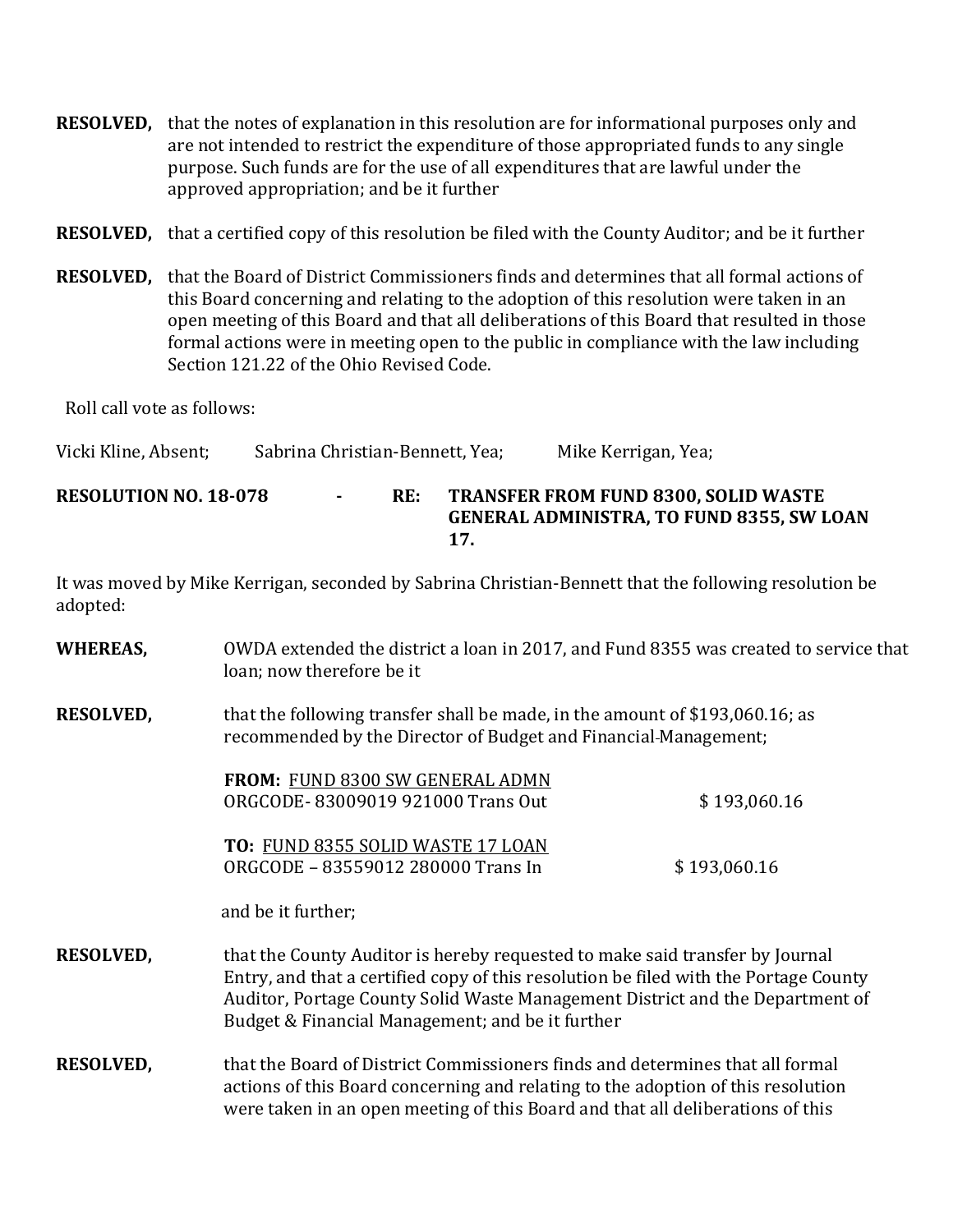**RESOLVED,** that the notes of explanation in this resolution are for informational purposes only and are not intended to restrict the expenditure of those appropriated funds to any single purpose. Such funds are for the use of all expenditures that are lawful under the approved appropriation; and be it further

**RESOLVED,** that a certified copy of this resolution be filed with the County Auditor; and be it further

**RESOLVED,** that the Board of District Commissioners finds and determines that all formal actions of this Board concerning and relating to the adoption of this resolution were taken in an open meeting of this Board and that all deliberations of this Board that resulted in those formal actions were in meeting open to the public in compliance with the law including Section 121.22 of the Ohio Revised Code.

Roll call vote as follows:

Vicki Kline, Absent; Sabrina Christian-Bennett, Yea; Mike Kerrigan, Yea;

**RESOLUTION NO. 18-078 - RE: TRANSFER FROM FUND 8300, SOLID WASTE GENERAL ADMINISTRA, TO FUND 8355, SW LOAN 17.**

It was moved by Mike Kerrigan, seconded by Sabrina Christian-Bennett that the following resolution be adopted:

**WHEREAS,** OWDA extended the district a loan in 2017, and Fund 8355 was created to service that loan; now therefore be it

**RESOLVED,** that the following transfer shall be made, in the amount of $193,060.16; as recommended by the Director of Budget and Financial Management;

**FROM:** FUND 8300 SW GENERAL ADMN
ORGCODE- 83009019 921000 Trans Out $ 193,060.16

**TO:** FUND 8355 SOLID WASTE 17 LOAN
ORGCODE – 83559012 280000 Trans In $ 193,060.16

and be it further;

**RESOLVED,** that the County Auditor is hereby requested to make said transfer by Journal Entry, and that a certified copy of this resolution be filed with the Portage County Auditor, Portage County Solid Waste Management District and the Department of Budget & Financial Management; and be it further

**RESOLVED,** that the Board of District Commissioners finds and determines that all formal actions of this Board concerning and relating to the adoption of this resolution were taken in an open meeting of this Board and that all deliberations of this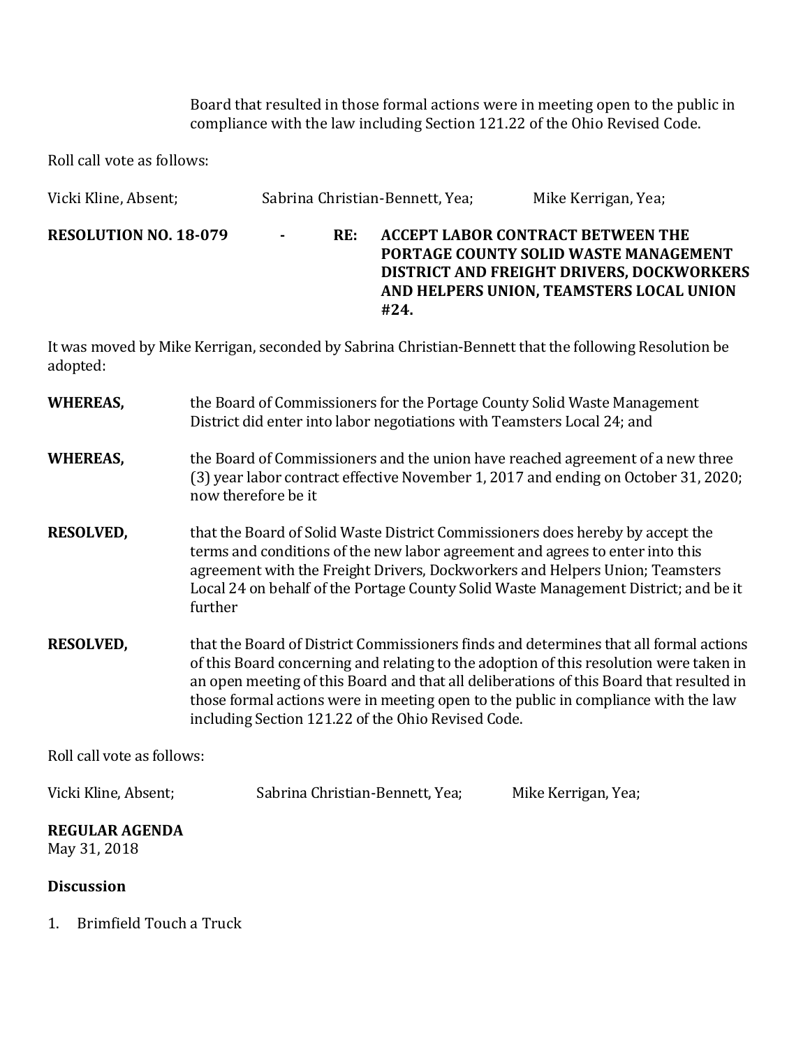Board that resulted in those formal actions were in meeting open to the public in compliance with the law including Section 121.22 of the Ohio Revised Code.

Roll call vote as follows:

Vicki Kline, Absent; Sabrina Christian-Bennett, Yea; Mike Kerrigan, Yea;

**RESOLUTION NO. 18-079 - RE: ACCEPT LABOR CONTRACT BETWEEN THE PORTAGE COUNTY SOLID WASTE MANAGEMENT DISTRICT AND FREIGHT DRIVERS, DOCKWORKERS AND HELPERS UNION, TEAMSTERS LOCAL UNION #24.**

It was moved by Mike Kerrigan, seconded by Sabrina Christian-Bennett that the following Resolution be adopted:

**WHEREAS,** the Board of Commissioners for the Portage County Solid Waste Management District did enter into labor negotiations with Teamsters Local 24; and

**WHEREAS,** the Board of Commissioners and the union have reached agreement of a new three (3) year labor contract effective November 1, 2017 and ending on October 31, 2020; now therefore be it

**RESOLVED,** that the Board of Solid Waste District Commissioners does hereby by accept the terms and conditions of the new labor agreement and agrees to enter into this agreement with the Freight Drivers, Dockworkers and Helpers Union; Teamsters Local 24 on behalf of the Portage County Solid Waste Management District; and be it further

**RESOLVED,** that the Board of District Commissioners finds and determines that all formal actions of this Board concerning and relating to the adoption of this resolution were taken in an open meeting of this Board and that all deliberations of this Board that resulted in those formal actions were in meeting open to the public in compliance with the law including Section 121.22 of the Ohio Revised Code.

Roll call vote as follows:

Vicki Kline, Absent; Sabrina Christian-Bennett, Yea; Mike Kerrigan, Yea;

**REGULAR AGENDA**
May 31, 2018

**Discussion**

1. Brimfield Touch a Truck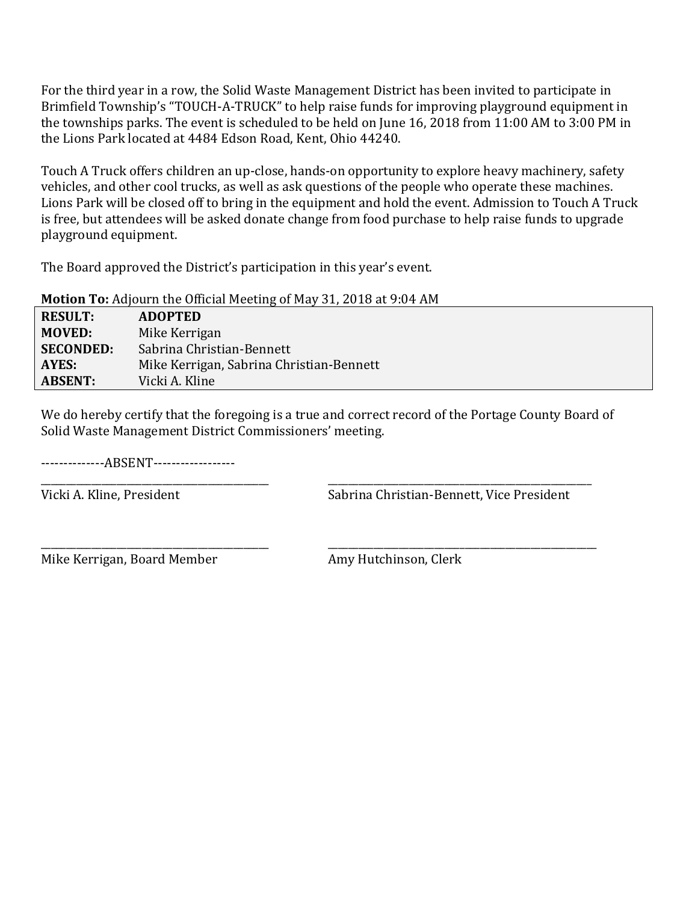For the third year in a row, the Solid Waste Management District has been invited to participate in Brimfield Township's "TOUCH-A-TRUCK" to help raise funds for improving playground equipment in the townships parks. The event is scheduled to be held on June 16, 2018 from 11:00 AM to 3:00 PM in the Lions Park located at 4484 Edson Road, Kent, Ohio 44240.

Touch A Truck offers children an up-close, hands-on opportunity to explore heavy machinery, safety vehicles, and other cool trucks, as well as ask questions of the people who operate these machines. Lions Park will be closed off to bring in the equipment and hold the event. Admission to Touch A Truck is free, but attendees will be asked donate change from food purchase to help raise funds to upgrade playground equipment.

The Board approved the District's participation in this year's event.

**Motion To:** Adjourn the Official Meeting of May 31, 2018 at 9:04 AM

| | |
|---|---|
| **RESULT:** | **ADOPTED** |
| **MOVED:** | Mike Kerrigan |
| **SECONDED:** | Sabrina Christian-Bennett |
| **AYES:** | Mike Kerrigan, Sabrina Christian-Bennett |
| **ABSENT:** | Vicki A. Kline |

We do hereby certify that the foregoing is a true and correct record of the Portage County Board of Solid Waste Management District Commissioners' meeting.

--------------ABSENT------------------

______________________________ Vicki A. Kline, President

______________________________ Sabrina Christian-Bennett, Vice President

______________________________ Mike Kerrigan, Board Member

______________________________ Amy Hutchinson, Clerk